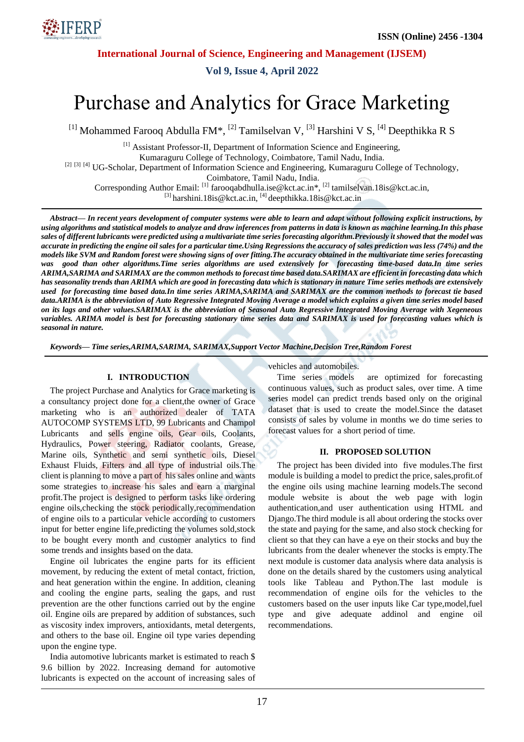# Purchase and Analytics for Grace Marketing

[1] Mohammed Farooq Abdulla FM*, [2] Tamilselvan V, [3] Harshini V S, [4] Deepthikka R S

[1] Assistant Professor-II, Department of Information Science and Engineering, Kumaraguru College of Technology, Coimbatore, Tamil Nadu, India.
[2] [3] [4] UG-Scholar, Department of Information Science and Engineering, Kumaraguru College of Technology, Coimbatore, Tamil Nadu, India.
Corresponding Author Email: [1] farooqabdhulla.ise@kct.ac.in*, [2] tamilselvan.18is@kct.ac.in, [3] harshini.18is@kct.ac.in, [4] deepthikka.18is@kct.ac.in

***Abstract— In recent years development of computer systems were able to learn and adapt without following explicit instructions, by using algorithms and statistical models to analyze and draw inferences from patterns in data is known as machine learning.In this phase sales of different lubricants were predicted using a multivariate time series forecasting algorithm.Previously it showed that the model was accurate in predicting the engine oil sales for a particular time.Using Regressions the accuracy of sales prediction was less (74%) and the models like SVM and Random forest were showing signs of over fitting.The accuracy obtained in the multivariate time series forecasting was good than other algorithms.Time series algorithms are used extensively for forecasting time-based data.In time series ARIMA,SARIMA and SARIMAX are the common methods to forecast time based data.SARIMAX are efficient in forecasting data which has seasonality trends than ARIMA which are good in forecasting data which is stationary in nature Time series methods are extensively used for forecasting time based data.In time series ARIMA,SARIMA and SARIMAX are the common methods to forecast tie based data.ARIMA is the abbreviation of Auto Regressive Integrated Moving Average a model which explains a given time series model based on its lags and other values.SARIMAX is the abbreviation of Seasonal Auto Regressive Integrated Moving Average with Xegeneous variables. ARIMA model is best for forecasting stationary time series data and SARIMAX is used for forecasting values which is seasonal in nature.***

***Keywords— Time series,ARIMA,SARIMA, SARIMAX,Support Vector Machine,Decision Tree,Random Forest***

## I. INTRODUCTION

The project Purchase and Analytics for Grace marketing is a consultancy project done for a client,the owner of Grace marketing who is an authorized dealer of TATA AUTOCOMP SYSTEMS LTD, 99 Lubricants and Champol Lubricants and sells engine oils, Gear oils, Coolants, Hydraulics, Power steering, Radiator coolants, Grease, Marine oils, Synthetic and semi synthetic oils, Diesel Exhaust Fluids, Filters and all type of industrial oils.The client is planning to move a part of his sales online and wants some strategies to increase his sales and earn a marginal profit.The project is designed to perform tasks like ordering engine oils,checking the stock periodically,recommendation of engine oils to a particular vehicle according to customers input for better engine life,predicting the volumes sold,stock to be bought every month and customer analytics to find some trends and insights based on the data.

Engine oil lubricates the engine parts for its efficient movement, by reducing the extent of metal contact, friction, and heat generation within the engine. In addition, cleaning and cooling the engine parts, sealing the gaps, and rust prevention are the other functions carried out by the engine oil. Engine oils are prepared by addition of substances, such as viscosity index improvers, antioxidants, metal detergents, and others to the base oil. Engine oil type varies depending upon the engine type.

India automotive lubricants market is estimated to reach $ 9.6 billion by 2022. Increasing demand for automotive lubricants is expected on the account of increasing sales of vehicles and automobiles.

Time series models are optimized for forecasting continuous values, such as product sales, over time. A time series model can predict trends based only on the original dataset that is used to create the model.Since the dataset consists of sales by volume in months we do time series to forecast values for a short period of time.

## II. PROPOSED SOLUTION

The project has been divided into five modules.The first module is building a model to predict the price, sales,profit.of the engine oils using machine learning models.The second module website is about the web page with login authentication,and user authentication using HTML and Django.The third module is all about ordering the stocks over the state and paying for the same, and also stock checking for client so that they can have a eye on their stocks and buy the lubricants from the dealer whenever the stocks is empty.The next module is customer data analysis where data analysis is done on the details shared by the customers using analytical tools like Tableau and Python.The last module is recommendation of engine oils for the vehicles to the customers based on the user inputs like Car type,model,fuel type and give adequate addinol and engine oil recommendations.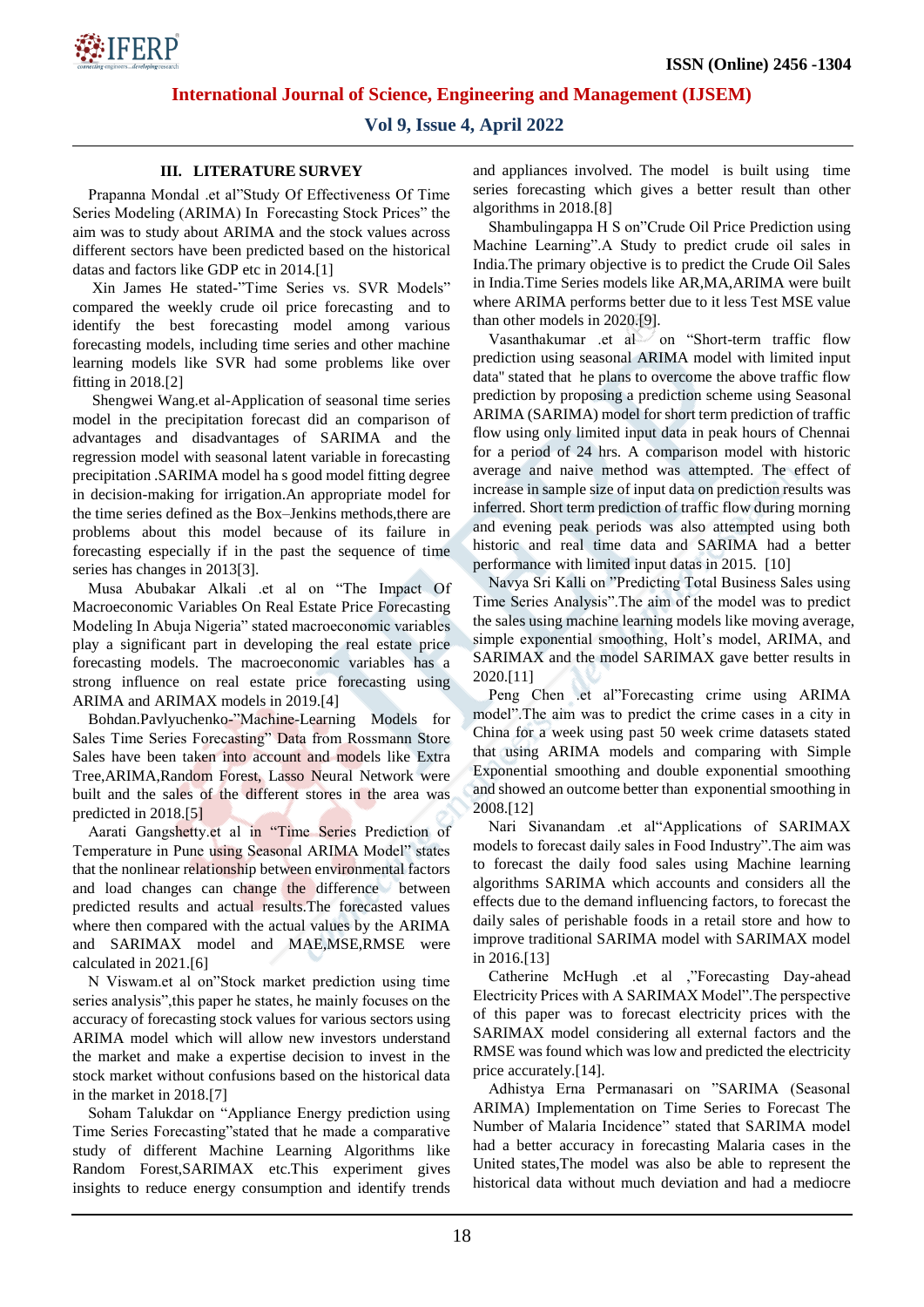### III. LITERATURE SURVEY

Prapanna Mondal .et al"Study Of Effectiveness Of Time Series Modeling (ARIMA) In Forecasting Stock Prices" the aim was to study about ARIMA and the stock values across different sectors have been predicted based on the historical datas and factors like GDP etc in 2014.[1]

Xin James He stated-"Time Series vs. SVR Models" compared the weekly crude oil price forecasting and to identify the best forecasting model among various forecasting models, including time series and other machine learning models like SVR had some problems like over fitting in 2018.[2]

Shengwei Wang.et al-Application of seasonal time series model in the precipitation forecast did an comparison of advantages and disadvantages of SARIMA and the regression model with seasonal latent variable in forecasting precipitation .SARIMA model ha s good model fitting degree in decision-making for irrigation.An appropriate model for the time series defined as the Box–Jenkins methods,there are problems about this model because of its failure in forecasting especially if in the past the sequence of time series has changes in 2013[3].

Musa Abubakar Alkali .et al on "The Impact Of Macroeconomic Variables On Real Estate Price Forecasting Modeling In Abuja Nigeria" stated macroeconomic variables play a significant part in developing the real estate price forecasting models. The macroeconomic variables has a strong influence on real estate price forecasting using ARIMA and ARIMAX models in 2019.[4]

Bohdan.Pavlyuchenko-"Machine-Learning Models for Sales Time Series Forecasting" Data from Rossmann Store Sales have been taken into account and models like Extra Tree,ARIMA,Random Forest, Lasso Neural Network were built and the sales of the different stores in the area was predicted in 2018.[5]

Aarati Gangshetty.et al in "Time Series Prediction of Temperature in Pune using Seasonal ARIMA Model" states that the nonlinear relationship between environmental factors and load changes can change the difference between predicted results and actual results.The forecasted values where then compared with the actual values by the ARIMA and SARIMAX model and MAE,MSE,RMSE were calculated in 2021.[6]

N Viswam.et al on"Stock market prediction using time series analysis",this paper he states, he mainly focuses on the accuracy of forecasting stock values for various sectors using ARIMA model which will allow new investors understand the market and make a expertise decision to invest in the stock market without confusions based on the historical data in the market in 2018.[7]

Soham Talukdar on "Appliance Energy prediction using Time Series Forecasting"stated that he made a comparative study of different Machine Learning Algorithms like Random Forest,SARIMAX etc.This experiment gives insights to reduce energy consumption and identify trends and appliances involved. The model is built using time series forecasting which gives a better result than other algorithms in 2018.[8]

Shambulingappa H S on"Crude Oil Price Prediction using Machine Learning".A Study to predict crude oil sales in India.The primary objective is to predict the Crude Oil Sales in India.Time Series models like AR,MA,ARIMA were built where ARIMA performs better due to it less Test MSE value than other models in 2020.[9].

Vasanthakumar .et al on "Short-term traffic flow prediction using seasonal ARIMA model with limited input data" stated that he plans to overcome the above traffic flow prediction by proposing a prediction scheme using Seasonal ARIMA (SARIMA) model for short term prediction of traffic flow using only limited input data in peak hours of Chennai for a period of 24 hrs. A comparison model with historic average and naive method was attempted. The effect of increase in sample size of input data on prediction results was inferred. Short term prediction of traffic flow during morning and evening peak periods was also attempted using both historic and real time data and SARIMA had a better performance with limited input datas in 2015. [10]

Navya Sri Kalli on "Predicting Total Business Sales using Time Series Analysis".The aim of the model was to predict the sales using machine learning models like moving average, simple exponential smoothing, Holt's model, ARIMA, and SARIMAX and the model SARIMAX gave better results in 2020.[11]

Peng Chen .et al"Forecasting crime using ARIMA model".The aim was to predict the crime cases in a city in China for a week using past 50 week crime datasets stated that using ARIMA models and comparing with Simple Exponential smoothing and double exponential smoothing and showed an outcome better than exponential smoothing in 2008.[12]

Nari Sivanandam .et al"Applications of SARIMAX models to forecast daily sales in Food Industry".The aim was to forecast the daily food sales using Machine learning algorithms SARIMA which accounts and considers all the effects due to the demand influencing factors, to forecast the daily sales of perishable foods in a retail store and how to improve traditional SARIMA model with SARIMAX model in 2016.[13]

Catherine McHugh .et al ,"Forecasting Day-ahead Electricity Prices with A SARIMAX Model".The perspective of this paper was to forecast electricity prices with the SARIMAX model considering all external factors and the RMSE was found which was low and predicted the electricity price accurately.[14].

Adhistya Erna Permanasari on "SARIMA (Seasonal ARIMA) Implementation on Time Series to Forecast The Number of Malaria Incidence" stated that SARIMA model had a better accuracy in forecasting Malaria cases in the United states,The model was also be able to represent the historical data without much deviation and had a mediocre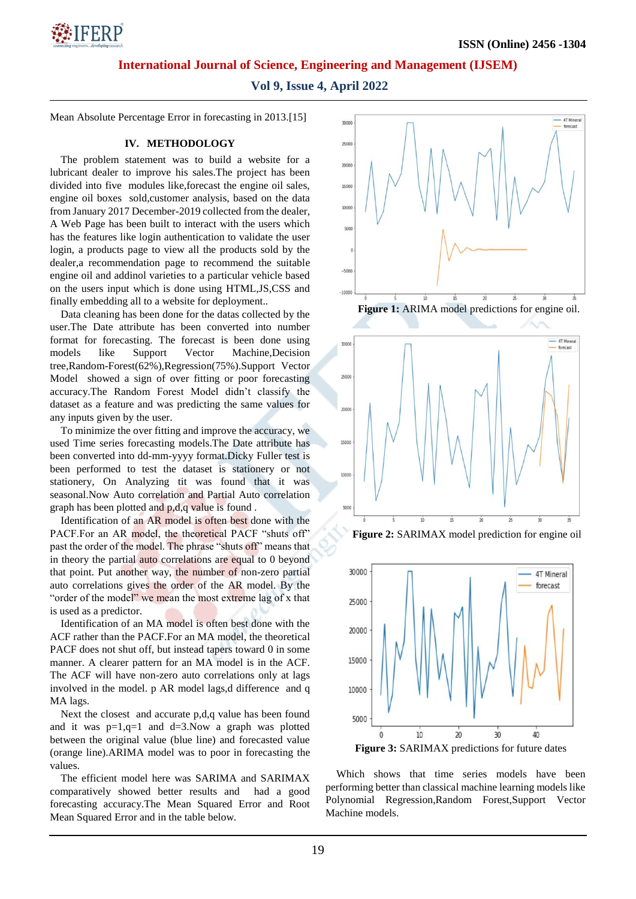Mean Absolute Percentage Error in forecasting in 2013.[15]

## IV. METHODOLOGY

The problem statement was to build a website for a lubricant dealer to improve his sales.The project has been divided into five modules like,forecast the engine oil sales, engine oil boxes sold,customer analysis, based on the data from January 2017 December-2019 collected from the dealer, A Web Page has been built to interact with the users which has the features like login authentication to validate the user login, a products page to view all the products sold by the dealer,a recommendation page to recommend the suitable engine oil and addinol varieties to a particular vehicle based on the users input which is done using HTML,JS,CSS and finally embedding all to a website for deployment..

Data cleaning has been done for the datas collected by the user.The Date attribute has been converted into number format for forecasting. The forecast is been done using models like Support Vector Machine,Decision tree,Random-Forest(62%),Regression(75%).Support Vector Model showed a sign of over fitting or poor forecasting accuracy.The Random Forest Model didn't classify the dataset as a feature and was predicting the same values for any inputs given by the user.

To minimize the over fitting and improve the accuracy, we used Time series forecasting models.The Date attribute has been converted into dd-mm-yyyy format.Dicky Fuller test is been performed to test the dataset is stationery or not stationery, On Analyzing tit was found that it was seasonal.Now Auto correlation and Partial Auto correlation graph has been plotted and p,d,q value is found .

Identification of an AR model is often best done with the PACF.For an AR model, the theoretical PACF "shuts off" past the order of the model. The phrase "shuts off" means that in theory the partial auto correlations are equal to 0 beyond that point. Put another way, the number of non-zero partial auto correlations gives the order of the AR model. By the "order of the model" we mean the most extreme lag of x that is used as a predictor.

Identification of an MA model is often best done with the ACF rather than the PACF.For an MA model, the theoretical PACF does not shut off, but instead tapers toward 0 in some manner. A clearer pattern for an MA model is in the ACF. The ACF will have non-zero auto correlations only at lags involved in the model. p AR model lags,d difference and q MA lags.

Next the closest and accurate p,d,q value has been found and it was p=1,q=1 and d=3.Now a graph was plotted between the original value (blue line) and forecasted value (orange line).ARIMA model was to poor in forecasting the values.

The efficient model here was SARIMA and SARIMAX comparatively showed better results and had a good forecasting accuracy.The Mean Squared Error and Root Mean Squared Error and in the table below.

**Figure 1:** ARIMA model predictions for engine oil.

**Figure 2:** SARIMAX model prediction for engine oil

**Figure 3:** SARIMAX predictions for future dates

Which shows that time series models have been performing better than classical machine learning models like Polynomial Regression,Random Forest,Support Vector Machine models.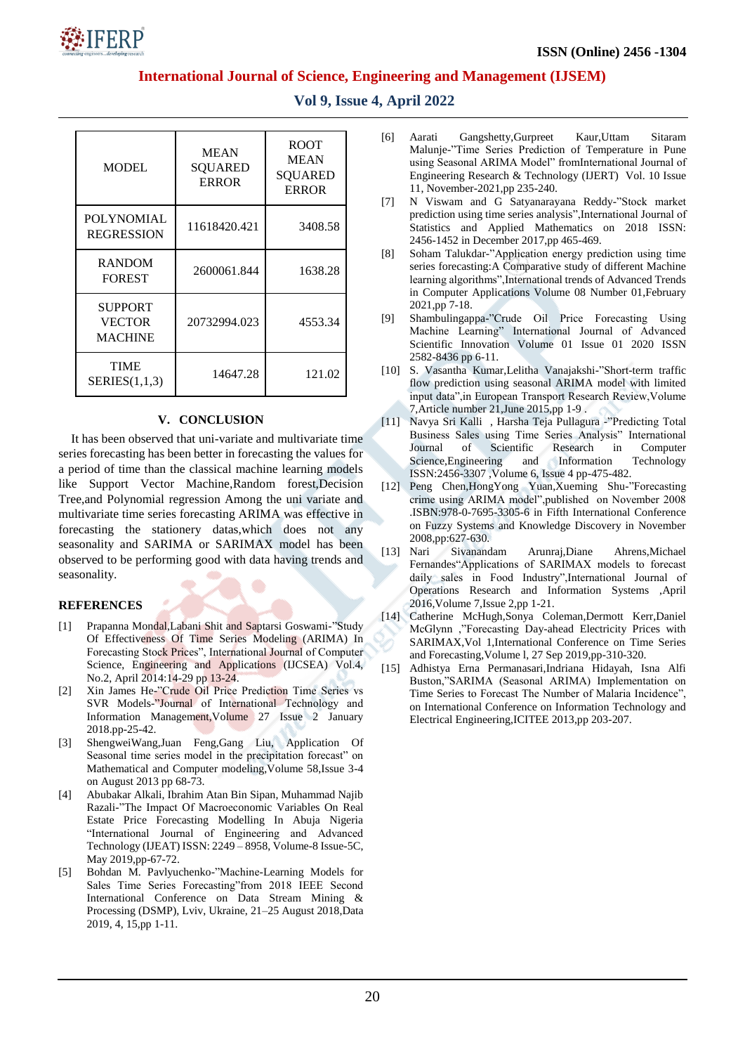| MODEL | MEAN SQUARED ERROR | ROOT MEAN SQUARED ERROR |
|---|---|---|
| POLYNOMIAL REGRESSION | 11618420.421 | 3408.58 |
| RANDOM FOREST | 2600061.844 | 1638.28 |
| SUPPORT VECTOR MACHINE | 20732994.023 | 4553.34 |
| TIME SERIES(1,1,3) | 14647.28 | 121.02 |

## V. CONCLUSION

It has been observed that uni-variate and multivariate time series forecasting has been better in forecasting the values for a period of time than the classical machine learning models like Support Vector Machine,Random forest,Decision Tree,and Polynomial regression Among the uni variate and multivariate time series forecasting ARIMA was effective in forecasting the stationery datas,which does not any seasonality and SARIMA or SARIMAX model has been observed to be performing good with data having trends and seasonality.

## REFERENCES

[1] Prapanna Mondal,Labani Shit and Saptarsi Goswami-"Study Of Effectiveness Of Time Series Modeling (ARIMA) In Forecasting Stock Prices", International Journal of Computer Science, Engineering and Applications (IJCSEA) Vol.4, No.2, April 2014:14-29 pp 13-24.

[2] Xin James He-"Crude Oil Price Prediction Time Series vs SVR Models-"Journal of International Technology and Information Management,Volume 27 Issue 2 January 2018.pp-25-42.

[3] ShengweiWang,Juan Feng,Gang Liu, Application Of Seasonal time series model in the precipitation forecast" on Mathematical and Computer modeling,Volume 58,Issue 3-4 on August 2013 pp 68-73.

[4] Abubakar Alkali, Ibrahim Atan Bin Sipan, Muhammad Najib Razali-"The Impact Of Macroeconomic Variables On Real Estate Price Forecasting Modelling In Abuja Nigeria "International Journal of Engineering and Advanced Technology (IJEAT) ISSN: 2249 – 8958, Volume-8 Issue-5C, May 2019,pp-67-72.

[5] Bohdan M. Pavlyuchenko-"Machine-Learning Models for Sales Time Series Forecasting"from 2018 IEEE Second International Conference on Data Stream Mining & Processing (DSMP), Lviv, Ukraine, 21–25 August 2018,Data 2019, 4, 15,pp 1-11.

[6] Aarati Gangshetty,Gurpreet Kaur,Uttam Sitaram Malunje-"Time Series Prediction of Temperature in Pune using Seasonal ARIMA Model" fromInternational Journal of Engineering Research & Technology (IJERT) Vol. 10 Issue 11, November-2021,pp 235-240.

[7] N Viswam and G Satyanarayana Reddy-"Stock market prediction using time series analysis",International Journal of Statistics and Applied Mathematics on 2018 ISSN: 2456-1452 in December 2017,pp 465-469.

[8] Soham Talukdar-"Application energy prediction using time series forecasting:A Comparative study of different Machine learning algorithms",International trends of Advanced Trends in Computer Applications Volume 08 Number 01,February 2021,pp 7-18.

[9] Shambulingappa-"Crude Oil Price Forecasting Using Machine Learning" International Journal of Advanced Scientific Innovation Volume 01 Issue 01 2020 ISSN 2582-8436 pp 6-11.

[10] S. Vasantha Kumar,Lelitha Vanajakshi-"Short-term traffic flow prediction using seasonal ARIMA model with limited input data",in European Transport Research Review,Volume 7,Article number 21,June 2015,pp 1-9 .

[11] Navya Sri Kalli , Harsha Teja Pullagura -"Predicting Total Business Sales using Time Series Analysis" International Journal of Scientific Research in Computer Science,Engineering and Information Technology ISSN:2456-3307 ,Volume 6, Issue 4 pp-475-482.

[12] Peng Chen,HongYong Yuan,Xueming Shu-"Forecasting crime using ARIMA model",published on November 2008 .ISBN:978-0-7695-3305-6 in Fifth International Conference on Fuzzy Systems and Knowledge Discovery in November 2008,pp:627-630.

[13] Nari Sivanandam Arunraj,Diane Ahrens,Michael Fernandes"Applications of SARIMAX models to forecast daily sales in Food Industry",International Journal of Operations Research and Information Systems ,April 2016,Volume 7,Issue 2,pp 1-21.

[14] Catherine McHugh,Sonya Coleman,Dermott Kerr,Daniel McGlynn ,"Forecasting Day-ahead Electricity Prices with SARIMAX,Vol 1,International Conference on Time Series and Forecasting,Volume l, 27 Sep 2019,pp-310-320.

[15] Adhistya Erna Permanasari,Indriana Hidayah, Isna Alfi Buston,"SARIMA (Seasonal ARIMA) Implementation on Time Series to Forecast The Number of Malaria Incidence", on International Conference on Information Technology and Electrical Engineering,ICITEE 2013,pp 203-207.